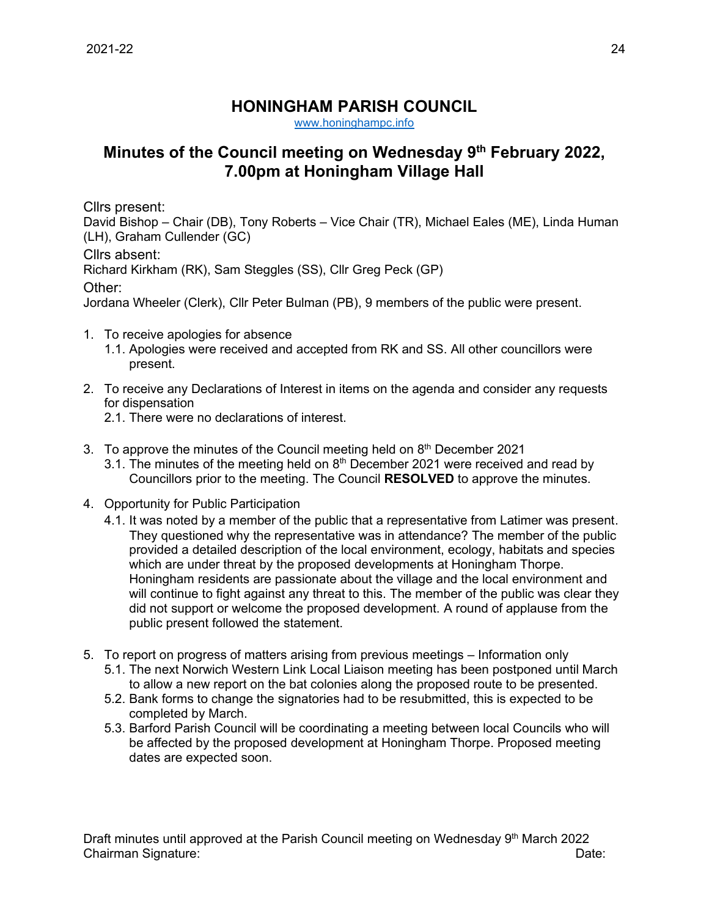# HONINGHAM PARISH COUNCIL

www.honinghampc.info

## Minutes of the Council meeting on Wednesday 9th February 2022, 7.00pm at Honingham Village Hall

Cllrs present:
David Bishop – Chair (DB), Tony Roberts – Vice Chair (TR), Michael Eales (ME), Linda Human (LH), Graham Cullender (GC)

Cllrs absent:
Richard Kirkham (RK), Sam Steggles (SS), Cllr Greg Peck (GP)

Other:
Jordana Wheeler (Clerk), Cllr Peter Bulman (PB), 9 members of the public were present.

1. To receive apologies for absence
   1.1. Apologies were received and accepted from RK and SS. All other councillors were present.

2. To receive any Declarations of Interest in items on the agenda and consider any requests for dispensation
   2.1. There were no declarations of interest.

3. To approve the minutes of the Council meeting held on 8th December 2021
   3.1. The minutes of the meeting held on 8th December 2021 were received and read by Councillors prior to the meeting. The Council **RESOLVED** to approve the minutes.

4. Opportunity for Public Participation
   4.1. It was noted by a member of the public that a representative from Latimer was present. They questioned why the representative was in attendance? The member of the public provided a detailed description of the local environment, ecology, habitats and species which are under threat by the proposed developments at Honingham Thorpe. Honingham residents are passionate about the village and the local environment and will continue to fight against any threat to this. The member of the public was clear they did not support or welcome the proposed development. A round of applause from the public present followed the statement.

5. To report on progress of matters arising from previous meetings – Information only
   5.1. The next Norwich Western Link Local Liaison meeting has been postponed until March to allow a new report on the bat colonies along the proposed route to be presented.
   5.2. Bank forms to change the signatories had to be resubmitted, this is expected to be completed by March.
   5.3. Barford Parish Council will be coordinating a meeting between local Councils who will be affected by the proposed development at Honingham Thorpe. Proposed meeting dates are expected soon.

Draft minutes until approved at the Parish Council meeting on Wednesday 9th March 2022
Chairman Signature: Date: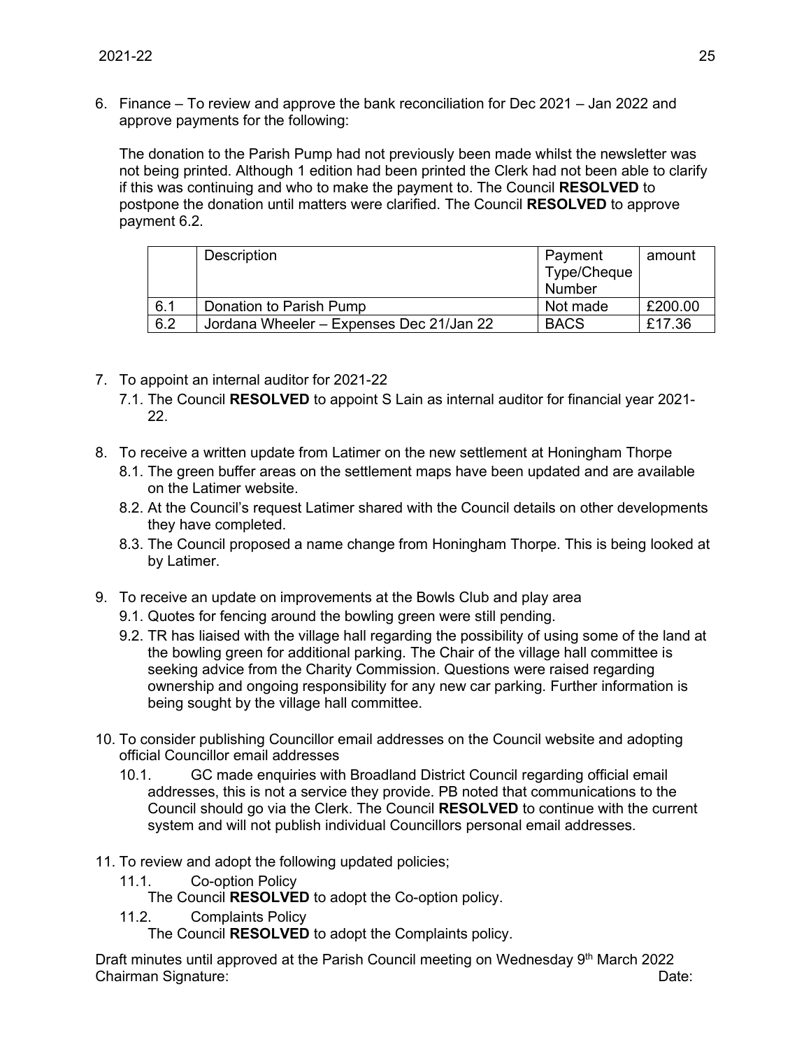6. Finance – To review and approve the bank reconciliation for Dec 2021 – Jan 2022 and approve payments for the following:

   The donation to the Parish Pump had not previously been made whilst the newsletter was not being printed. Although 1 edition had been printed the Clerk had not been able to clarify if this was continuing and who to make the payment to. The Council **RESOLVED** to postpone the donation until matters were clarified. The Council **RESOLVED** to approve payment 6.2.

|  | Description | Payment Type/Cheque Number | amount |
|---|---|---|---|
| 6.1 | Donation to Parish Pump | Not made | £200.00 |
| 6.2 | Jordana Wheeler – Expenses Dec 21/Jan 22 | BACS | £17.36 |

7. To appoint an internal auditor for 2021-22
   7.1. The Council **RESOLVED** to appoint S Lain as internal auditor for financial year 2021-22.

8. To receive a written update from Latimer on the new settlement at Honingham Thorpe
   8.1. The green buffer areas on the settlement maps have been updated and are available on the Latimer website.
   8.2. At the Council's request Latimer shared with the Council details on other developments they have completed.
   8.3. The Council proposed a name change from Honingham Thorpe. This is being looked at by Latimer.

9. To receive an update on improvements at the Bowls Club and play area
   9.1. Quotes for fencing around the bowling green were still pending.
   9.2. TR has liaised with the village hall regarding the possibility of using some of the land at the bowling green for additional parking. The Chair of the village hall committee is seeking advice from the Charity Commission. Questions were raised regarding ownership and ongoing responsibility for any new car parking. Further information is being sought by the village hall committee.

10. To consider publishing Councillor email addresses on the Council website and adopting official Councillor email addresses
    10.1. GC made enquiries with Broadland District Council regarding official email addresses, this is not a service they provide. PB noted that communications to the Council should go via the Clerk. The Council **RESOLVED** to continue with the current system and will not publish individual Councillors personal email addresses.

11. To review and adopt the following updated policies;
    11.1. Co-option Policy
    The Council **RESOLVED** to adopt the Co-option policy.
    11.2. Complaints Policy
    The Council **RESOLVED** to adopt the Complaints policy.

Draft minutes until approved at the Parish Council meeting on Wednesday 9th March 2022
Chairman Signature: Date: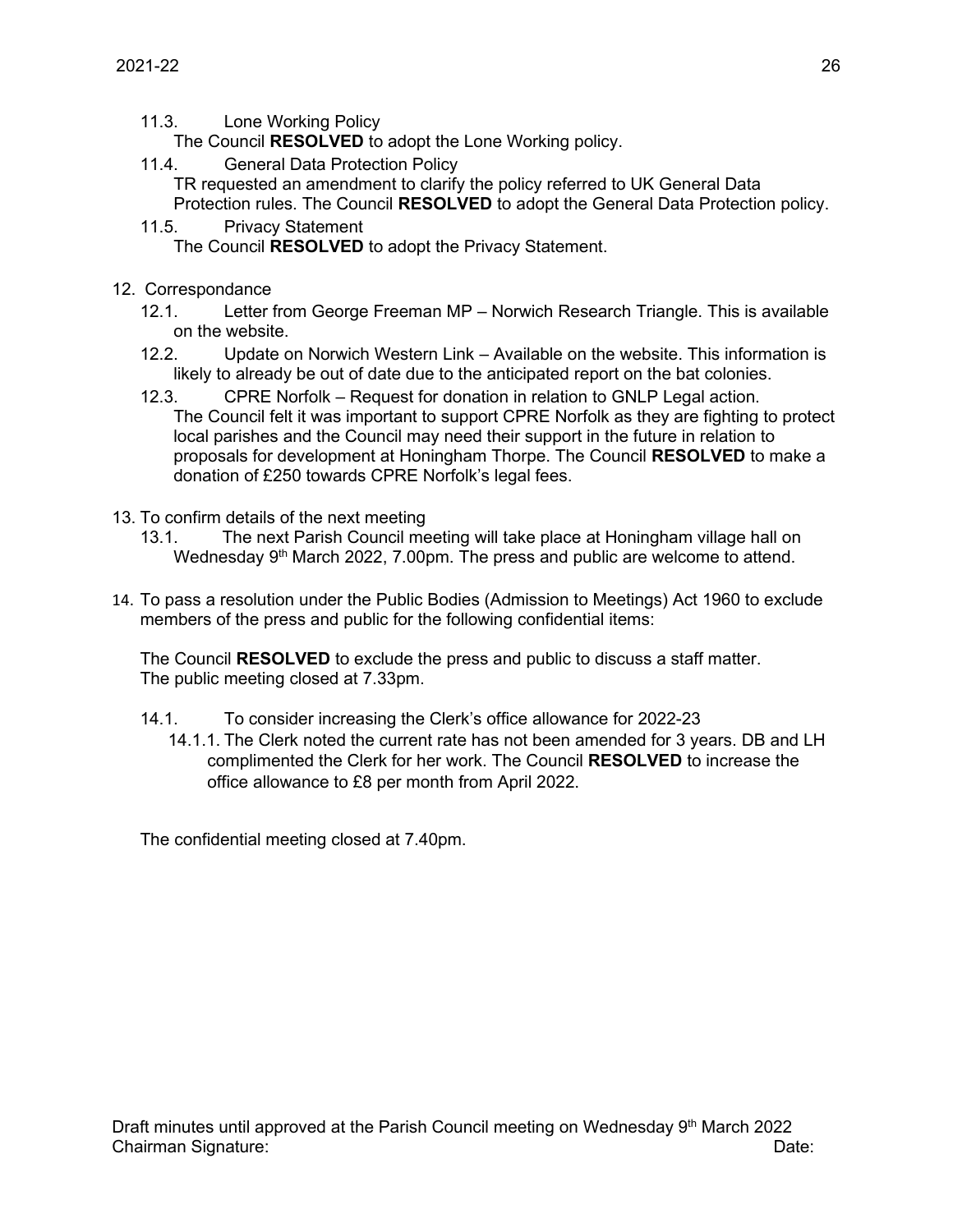11.3. Lone Working Policy
The Council **RESOLVED** to adopt the Lone Working policy.

11.4. General Data Protection Policy
TR requested an amendment to clarify the policy referred to UK General Data Protection rules. The Council **RESOLVED** to adopt the General Data Protection policy.

11.5. Privacy Statement
The Council **RESOLVED** to adopt the Privacy Statement.

12. Correspondance

12.1. Letter from George Freeman MP – Norwich Research Triangle. This is available on the website.

12.2. Update on Norwich Western Link – Available on the website. This information is likely to already be out of date due to the anticipated report on the bat colonies.

12.3. CPRE Norfolk – Request for donation in relation to GNLP Legal action.
The Council felt it was important to support CPRE Norfolk as they are fighting to protect local parishes and the Council may need their support in the future in relation to proposals for development at Honingham Thorpe. The Council **RESOLVED** to make a donation of £250 towards CPRE Norfolk's legal fees.

13. To confirm details of the next meeting

13.1. The next Parish Council meeting will take place at Honingham village hall on Wednesday 9th March 2022, 7.00pm. The press and public are welcome to attend.

14. To pass a resolution under the Public Bodies (Admission to Meetings) Act 1960 to exclude members of the press and public for the following confidential items:

The Council **RESOLVED** to exclude the press and public to discuss a staff matter.
The public meeting closed at 7.33pm.

14.1. To consider increasing the Clerk's office allowance for 2022-23

14.1.1. The Clerk noted the current rate has not been amended for 3 years. DB and LH complimented the Clerk for her work. The Council **RESOLVED** to increase the office allowance to £8 per month from April 2022.

The confidential meeting closed at 7.40pm.

Draft minutes until approved at the Parish Council meeting on Wednesday 9th March 2022
Chairman Signature: Date: